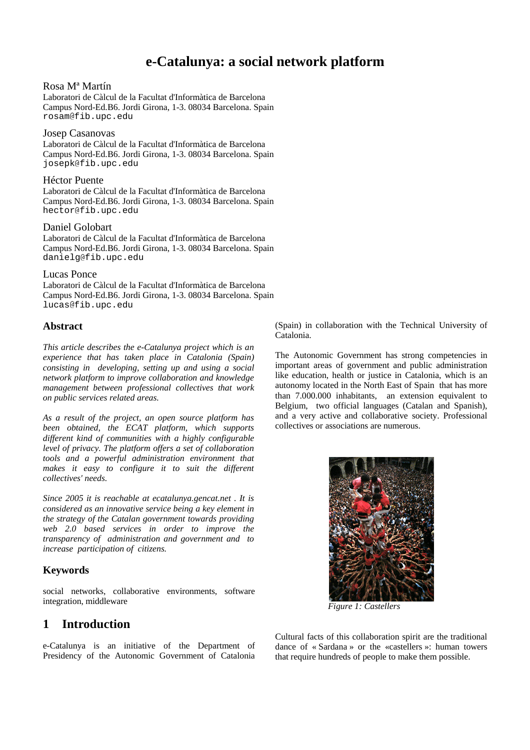# e-Catalunya: a social network platform

Rosa Mª Martín
Laboratori de Càlcul de la Facultat d'Informàtica de Barcelona
Campus Nord-Ed.B6. Jordi Girona, 1-3. 08034 Barcelona. Spain
rosam@fib.upc.edu

Josep Casanovas
Laboratori de Càlcul de la Facultat d'Informàtica de Barcelona
Campus Nord-Ed.B6. Jordi Girona, 1-3. 08034 Barcelona. Spain
josepk@fib.upc.edu

Héctor Puente
Laboratori de Càlcul de la Facultat d'Informàtica de Barcelona
Campus Nord-Ed.B6. Jordi Girona, 1-3. 08034 Barcelona. Spain
hector@fib.upc.edu

Daniel Golobart
Laboratori de Càlcul de la Facultat d'Informàtica de Barcelona
Campus Nord-Ed.B6. Jordi Girona, 1-3. 08034 Barcelona. Spain
danielg@fib.upc.edu

Lucas Ponce
Laboratori de Càlcul de la Facultat d'Informàtica de Barcelona
Campus Nord-Ed.B6. Jordi Girona, 1-3. 08034 Barcelona. Spain
lucas@fib.upc.edu

## Abstract

*This article describes the e-Catalunya project which is an experience that has taken place in Catalonia (Spain) consisting in developing, setting up and using a social network platform to improve collaboration and knowledge management between professional collectives that work on public services related areas.*

*As a result of the project, an open source platform has been obtained, the ECAT platform, which supports different kind of communities with a highly configurable level of privacy. The platform offers a set of collaboration tools and a powerful administration environment that makes it easy to configure it to suit the different collectives' needs.*

*Since 2005 it is reachable at ecatalunya.gencat.net . It is considered as an innovative service being a key element in the strategy of the Catalan government towards providing web 2.0 based services in order to improve the transparency of administration and government and to increase participation of citizens.*

## Keywords

social networks, collaborative environments, software integration, middleware

## 1 Introduction

e-Catalunya is an initiative of the Department of Presidency of the Autonomic Government of Catalonia (Spain) in collaboration with the Technical University of Catalonia.

The Autonomic Government has strong competencies in important areas of government and public administration like education, health or justice in Catalonia, which is an autonomy located in the North East of Spain that has more than 7.000.000 inhabitants, an extension equivalent to Belgium, two official languages (Catalan and Spanish), and a very active and collaborative society. Professional collectives or associations are numerous.

*Figure 1: Castellers*

Cultural facts of this collaboration spirit are the traditional dance of « Sardana » or the «castellers »: human towers that require hundreds of people to make them possible.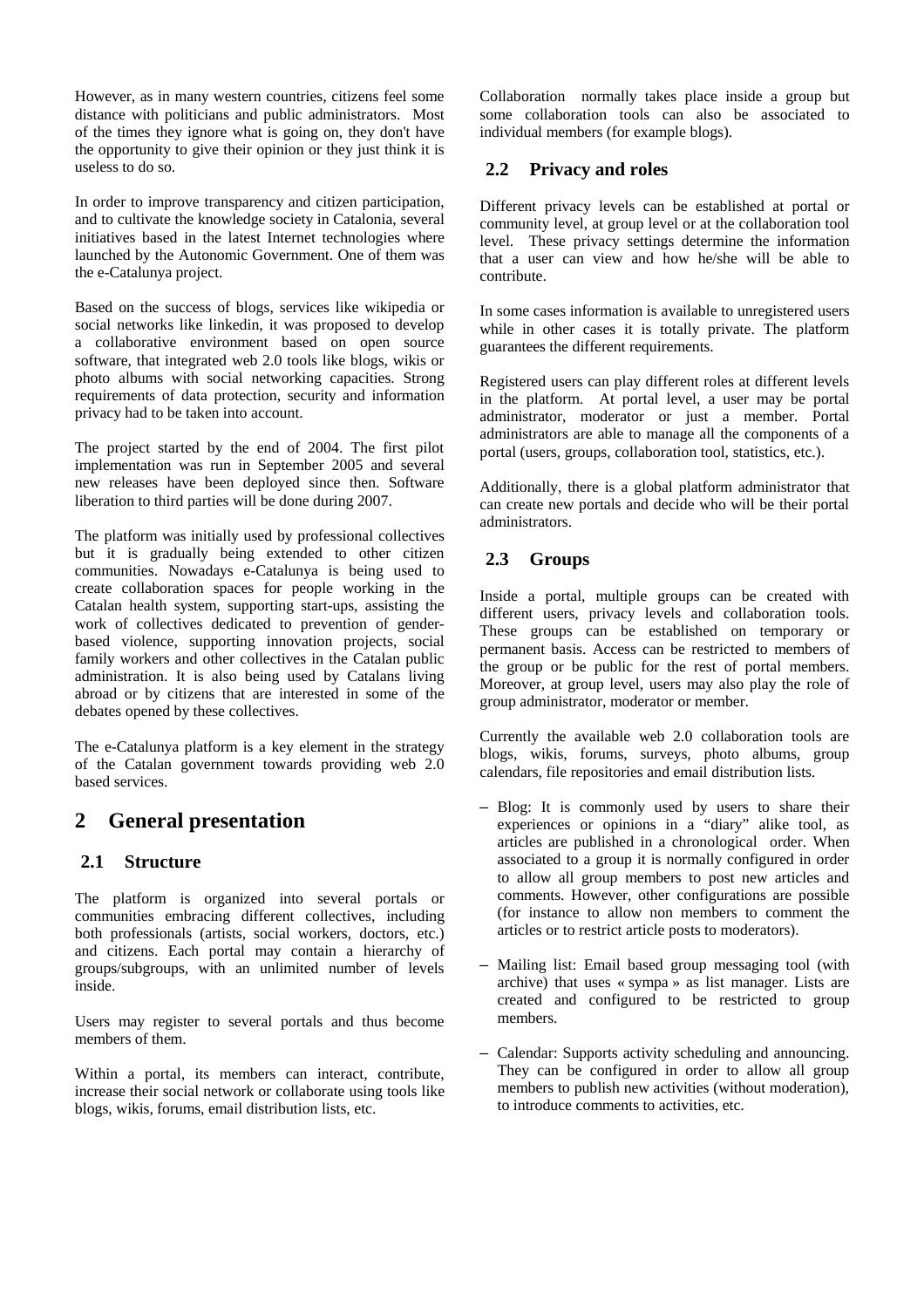However, as in many western countries, citizens feel some distance with politicians and public administrators. Most of the times they ignore what is going on, they don't have the opportunity to give their opinion or they just think it is useless to do so.

In order to improve transparency and citizen participation, and to cultivate the knowledge society in Catalonia, several initiatives based in the latest Internet technologies where launched by the Autonomic Government. One of them was the e-Catalunya project.

Based on the success of blogs, services like wikipedia or social networks like linkedin, it was proposed to develop a collaborative environment based on open source software, that integrated web 2.0 tools like blogs, wikis or photo albums with social networking capacities. Strong requirements of data protection, security and information privacy had to be taken into account.

The project started by the end of 2004. The first pilot implementation was run in September 2005 and several new releases have been deployed since then. Software liberation to third parties will be done during 2007.

The platform was initially used by professional collectives but it is gradually being extended to other citizen communities. Nowadays e-Catalunya is being used to create collaboration spaces for people working in the Catalan health system, supporting start-ups, assisting the work of collectives dedicated to prevention of gender-based violence, supporting innovation projects, social family workers and other collectives in the Catalan public administration. It is also being used by Catalans living abroad or by citizens that are interested in some of the debates opened by these collectives.

The e-Catalunya platform is a key element in the strategy of the Catalan government towards providing web 2.0 based services.

# 2 General presentation

## 2.1 Structure

The platform is organized into several portals or communities embracing different collectives, including both professionals (artists, social workers, doctors, etc.) and citizens. Each portal may contain a hierarchy of groups/subgroups, with an unlimited number of levels inside.

Users may register to several portals and thus become members of them.

Within a portal, its members can interact, contribute, increase their social network or collaborate using tools like blogs, wikis, forums, email distribution lists, etc.

Collaboration normally takes place inside a group but some collaboration tools can also be associated to individual members (for example blogs).

## 2.2 Privacy and roles

Different privacy levels can be established at portal or community level, at group level or at the collaboration tool level. These privacy settings determine the information that a user can view and how he/she will be able to contribute.

In some cases information is available to unregistered users while in other cases it is totally private. The platform guarantees the different requirements.

Registered users can play different roles at different levels in the platform. At portal level, a user may be portal administrator, moderator or just a member. Portal administrators are able to manage all the components of a portal (users, groups, collaboration tool, statistics, etc.).

Additionally, there is a global platform administrator that can create new portals and decide who will be their portal administrators.

## 2.3 Groups

Inside a portal, multiple groups can be created with different users, privacy levels and collaboration tools. These groups can be established on temporary or permanent basis. Access can be restricted to members of the group or be public for the rest of portal members. Moreover, at group level, users may also play the role of group administrator, moderator or member.

Currently the available web 2.0 collaboration tools are blogs, wikis, forums, surveys, photo albums, group calendars, file repositories and email distribution lists.

- Blog: It is commonly used by users to share their experiences or opinions in a "diary" alike tool, as articles are published in a chronological order. When associated to a group it is normally configured in order to allow all group members to post new articles and comments. However, other configurations are possible (for instance to allow non members to comment the articles or to restrict article posts to moderators).
- Mailing list: Email based group messaging tool (with archive) that uses « sympa » as list manager. Lists are created and configured to be restricted to group members.
- Calendar: Supports activity scheduling and announcing. They can be configured in order to allow all group members to publish new activities (without moderation), to introduce comments to activities, etc.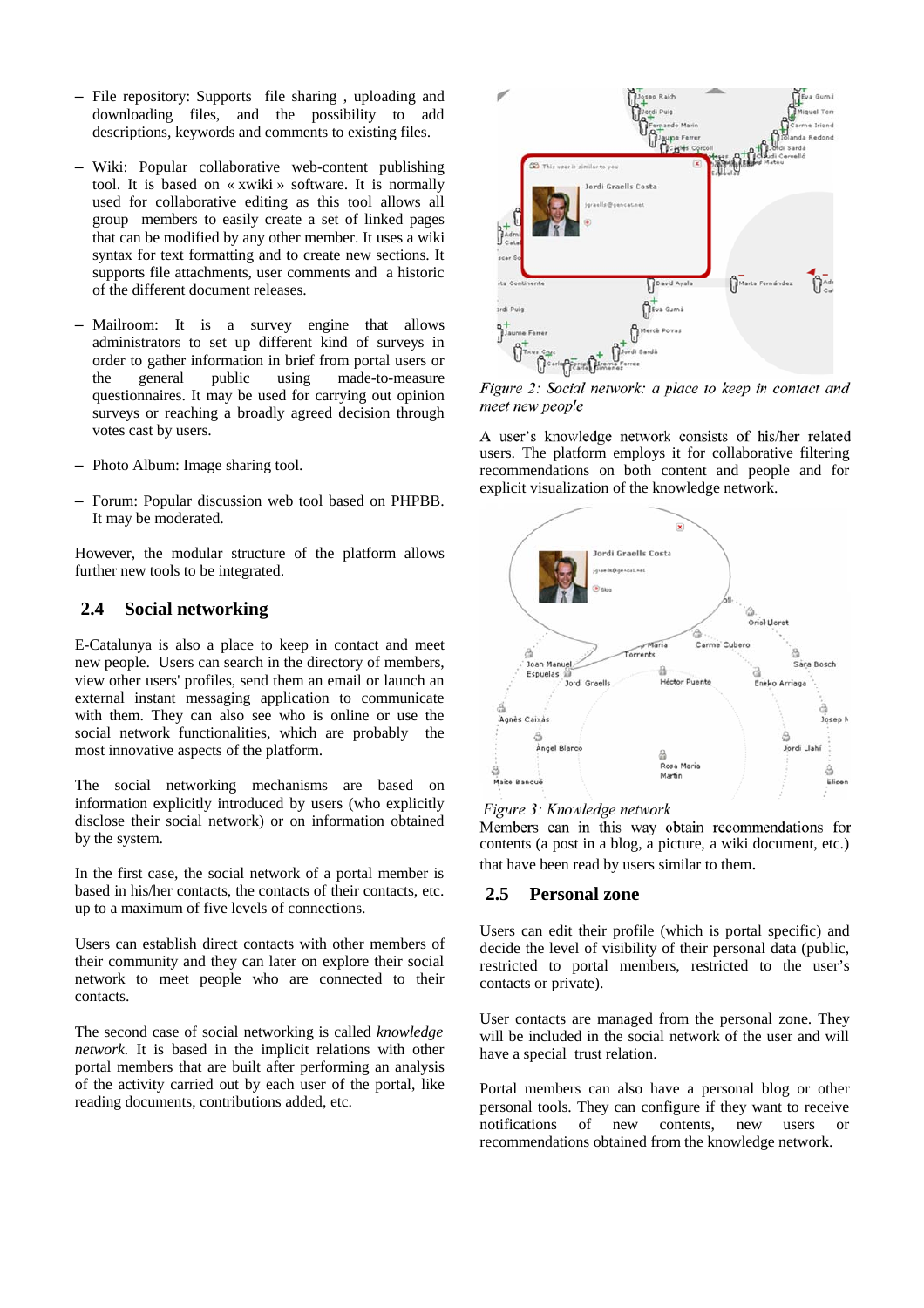- File repository: Supports file sharing , uploading and downloading files, and the possibility to add descriptions, keywords and comments to existing files.

- Wiki: Popular collaborative web-content publishing tool. It is based on « xwiki » software. It is normally used for collaborative editing as this tool allows all group members to easily create a set of linked pages that can be modified by any other member. It uses a wiki syntax for text formatting and to create new sections. It supports file attachments, user comments and a historic of the different document releases.

- Mailroom: It is a survey engine that allows administrators to set up different kind of surveys in order to gather information in brief from portal users or the general public using made-to-measure questionnaires. It may be used for carrying out opinion surveys or reaching a broadly agreed decision through votes cast by users.

- Photo Album: Image sharing tool.

- Forum: Popular discussion web tool based on PHPBB. It may be moderated.

However, the modular structure of the platform allows further new tools to be integrated.

## 2.4 Social networking

E-Catalunya is also a place to keep in contact and meet new people. Users can search in the directory of members, view other users' profiles, send them an email or launch an external instant messaging application to communicate with them. They can also see who is online or use the social network functionalities, which are probably the most innovative aspects of the platform.

The social networking mechanisms are based on information explicitly introduced by users (who explicitly disclose their social network) or on information obtained by the system.

In the first case, the social network of a portal member is based in his/her contacts, the contacts of their contacts, etc. up to a maximum of five levels of connections.

Users can establish direct contacts with other members of their community and they can later on explore their social network to meet people who are connected to their contacts.

The second case of social networking is called *knowledge network*. It is based in the implicit relations with other portal members that are built after performing an analysis of the activity carried out by each user of the portal, like reading documents, contributions added, etc.

*Figure 2: Social network: a place to keep in contact and meet new people*

A user's knowledge network consists of his/her related users. The platform employs it for collaborative filtering recommendations on both content and people and for explicit visualization of the knowledge network.

*Figure 3: Knowledge network*

Members can in this way obtain recommendations for contents (a post in a blog, a picture, a wiki document, etc.) that have been read by users similar to them.

## 2.5 Personal zone

Users can edit their profile (which is portal specific) and decide the level of visibility of their personal data (public, restricted to portal members, restricted to the user's contacts or private).

User contacts are managed from the personal zone. They will be included in the social network of the user and will have a special trust relation.

Portal members can also have a personal blog or other personal tools. They can configure if they want to receive notifications of new contents, new users or recommendations obtained from the knowledge network.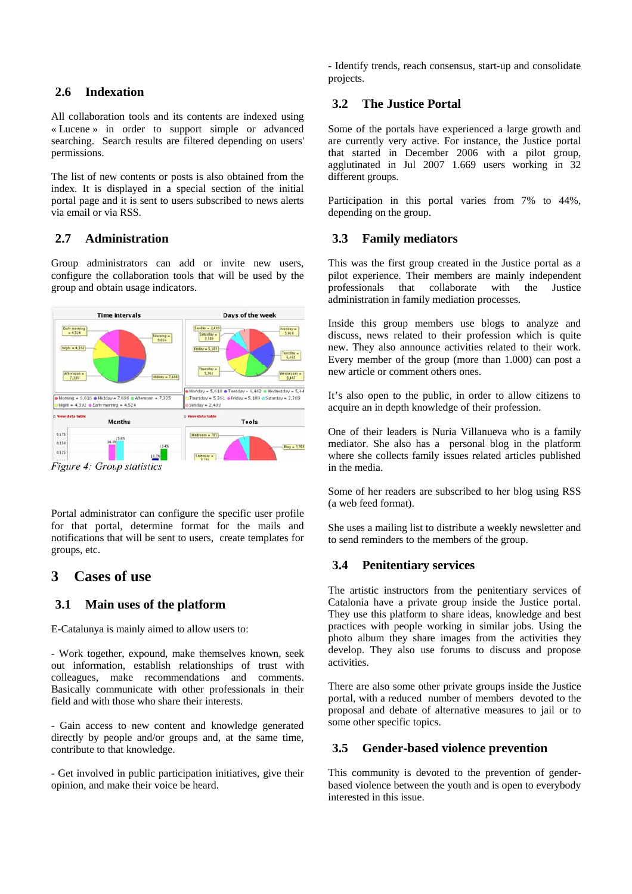## 2.6 Indexation

All collaboration tools and its contents are indexed using « Lucene » in order to support simple or advanced searching. Search results are filtered depending on users' permissions.

The list of new contents or posts is also obtained from the index. It is displayed in a special section of the initial portal page and it is sent to users subscribed to news alerts via email or via RSS.

## 2.7 Administration

Group administrators can add or invite new users, configure the collaboration tools that will be used by the group and obtain usage indicators.

*Figure 4: Group statistics*

Portal administrator can configure the specific user profile for that portal, determine format for the mails and notifications that will be sent to users, create templates for groups, etc.

# 3 Cases of use

## 3.1 Main uses of the platform

E-Catalunya is mainly aimed to allow users to:

- Work together, expound, make themselves known, seek out information, establish relationships of trust with colleagues, make recommendations and comments. Basically communicate with other professionals in their field and with those who share their interests.

- Gain access to new content and knowledge generated directly by people and/or groups and, at the same time, contribute to that knowledge.

- Get involved in public participation initiatives, give their opinion, and make their voice be heard.

- Identify trends, reach consensus, start-up and consolidate projects.

## 3.2 The Justice Portal

Some of the portals have experienced a large growth and are currently very active. For instance, the Justice portal that started in December 2006 with a pilot group, agglutinated in Jul 2007 1.669 users working in 32 different groups.

Participation in this portal varies from 7% to 44%, depending on the group.

## 3.3 Family mediators

This was the first group created in the Justice portal as a pilot experience. Their members are mainly independent professionals that collaborate with the Justice administration in family mediation processes.

Inside this group members use blogs to analyze and discuss, news related to their profession which is quite new. They also announce activities related to their work. Every member of the group (more than 1.000) can post a new article or comment others ones.

It's also open to the public, in order to allow citizens to acquire an in depth knowledge of their profession.

One of their leaders is Nuria Villanueva who is a family mediator. She also has a personal blog in the platform where she collects family issues related articles published in the media.

Some of her readers are subscribed to her blog using RSS (a web feed format).

She uses a mailing list to distribute a weekly newsletter and to send reminders to the members of the group.

## 3.4 Penitentiary services

The artistic instructors from the penitentiary services of Catalonia have a private group inside the Justice portal. They use this platform to share ideas, knowledge and best practices with people working in similar jobs. Using the photo album they share images from the activities they develop. They also use forums to discuss and propose activities.

There are also some other private groups inside the Justice portal, with a reduced number of members devoted to the proposal and debate of alternative measures to jail or to some other specific topics.

## 3.5 Gender-based violence prevention

This community is devoted to the prevention of gender-based violence between the youth and is open to everybody interested in this issue.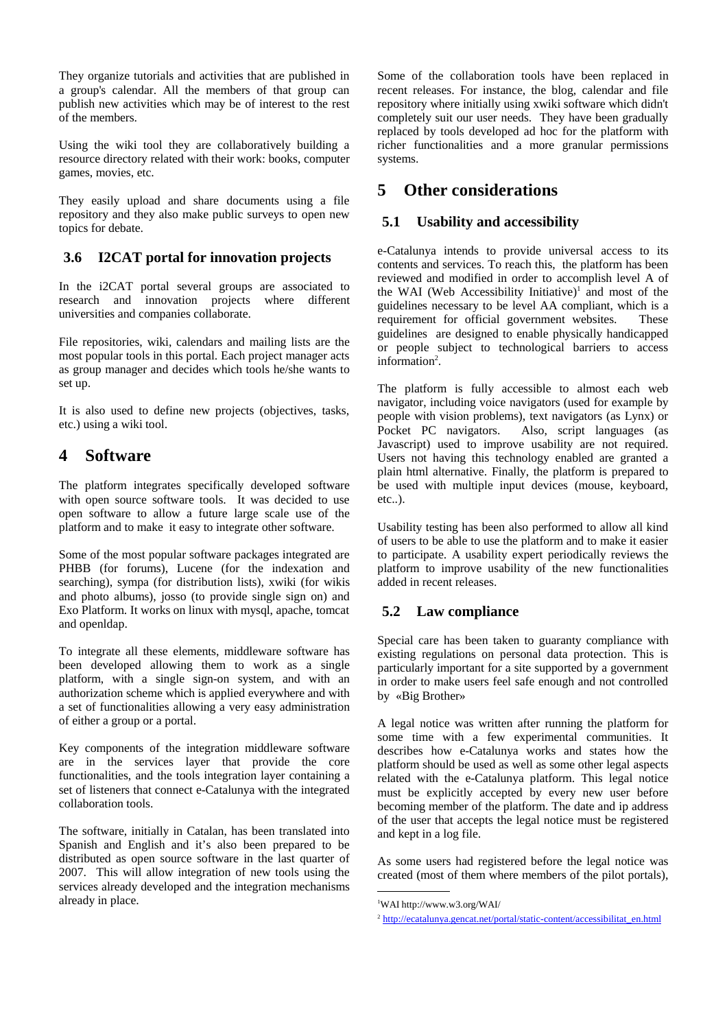They organize tutorials and activities that are published in a group's calendar. All the members of that group can publish new activities which may be of interest to the rest of the members.

Using the wiki tool they are collaboratively building a resource directory related with their work: books, computer games, movies, etc.

They easily upload and share documents using a file repository and they also make public surveys to open new topics for debate.

### 3.6 I2CAT portal for innovation projects

In the i2CAT portal several groups are associated to research and innovation projects where different universities and companies collaborate.

File repositories, wiki, calendars and mailing lists are the most popular tools in this portal. Each project manager acts as group manager and decides which tools he/she wants to set up.

It is also used to define new projects (objectives, tasks, etc.) using a wiki tool.

## 4 Software

The platform integrates specifically developed software with open source software tools. It was decided to use open software to allow a future large scale use of the platform and to make it easy to integrate other software.

Some of the most popular software packages integrated are PHBB (for forums), Lucene (for the indexation and searching), sympa (for distribution lists), xwiki (for wikis and photo albums), josso (to provide single sign on) and Exo Platform. It works on linux with mysql, apache, tomcat and openldap.

To integrate all these elements, middleware software has been developed allowing them to work as a single platform, with a single sign-on system, and with an authorization scheme which is applied everywhere and with a set of functionalities allowing a very easy administration of either a group or a portal.

Key components of the integration middleware software are in the services layer that provide the core functionalities, and the tools integration layer containing a set of listeners that connect e-Catalunya with the integrated collaboration tools.

The software, initially in Catalan, has been translated into Spanish and English and it's also been prepared to be distributed as open source software in the last quarter of 2007. This will allow integration of new tools using the services already developed and the integration mechanisms already in place.

Some of the collaboration tools have been replaced in recent releases. For instance, the blog, calendar and file repository where initially using xwiki software which didn't completely suit our user needs. They have been gradually replaced by tools developed ad hoc for the platform with richer functionalities and a more granular permissions systems.

## 5 Other considerations

### 5.1 Usability and accessibility

e-Catalunya intends to provide universal access to its contents and services. To reach this, the platform has been reviewed and modified in order to accomplish level A of the WAI (Web Accessibility Initiative)[1] and most of the guidelines necessary to be level AA compliant, which is a requirement for official government websites. These guidelines are designed to enable physically handicapped or people subject to technological barriers to access information[2].

The platform is fully accessible to almost each web navigator, including voice navigators (used for example by people with vision problems), text navigators (as Lynx) or Pocket PC navigators. Also, script languages (as Javascript) used to improve usability are not required. Users not having this technology enabled are granted a plain html alternative. Finally, the platform is prepared to be used with multiple input devices (mouse, keyboard, etc..).

Usability testing has been also performed to allow all kind of users to be able to use the platform and to make it easier to participate. A usability expert periodically reviews the platform to improve usability of the new functionalities added in recent releases.

### 5.2 Law compliance

Special care has been taken to guaranty compliance with existing regulations on personal data protection. This is particularly important for a site supported by a government in order to make users feel safe enough and not controlled by «Big Brother»

A legal notice was written after running the platform for some time with a few experimental communities. It describes how e-Catalunya works and states how the platform should be used as well as some other legal aspects related with the e-Catalunya platform. This legal notice must be explicitly accepted by every new user before becoming member of the platform. The date and ip address of the user that accepts the legal notice must be registered and kept in a log file.

As some users had registered before the legal notice was created (most of them where members of the pilot portals),

---

[1] WAI http://www.w3.org/WAI/

[2] http://ecatalunya.gencat.net/portal/static-content/accessibilitat_en.html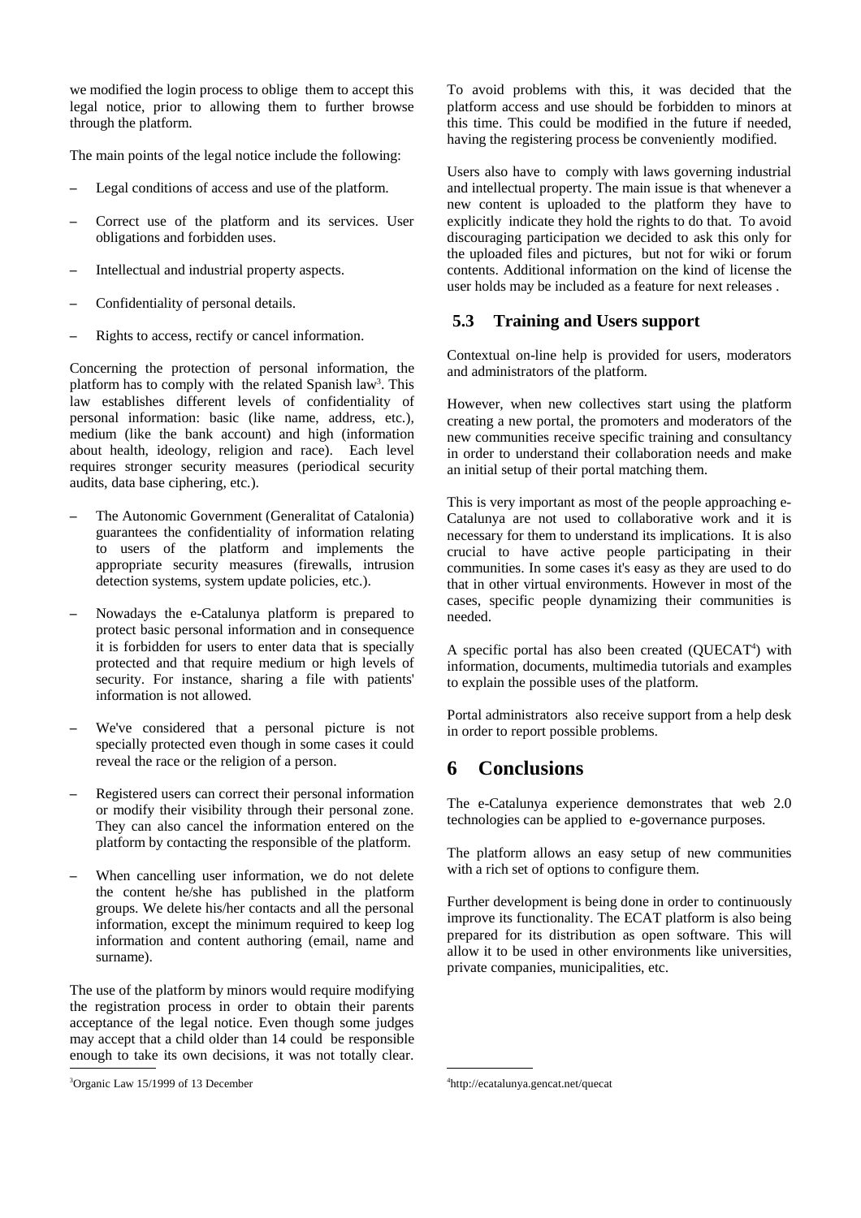we modified the login process to oblige them to accept this legal notice, prior to allowing them to further browse through the platform.

The main points of the legal notice include the following:

- Legal conditions of access and use of the platform.
- Correct use of the platform and its services. User obligations and forbidden uses.
- Intellectual and industrial property aspects.
- Confidentiality of personal details.
- Rights to access, rectify or cancel information.

Concerning the protection of personal information, the platform has to comply with the related Spanish law[3]. This law establishes different levels of confidentiality of personal information: basic (like name, address, etc.), medium (like the bank account) and high (information about health, ideology, religion and race). Each level requires stronger security measures (periodical security audits, data base ciphering, etc.).

- The Autonomic Government (Generalitat of Catalonia) guarantees the confidentiality of information relating to users of the platform and implements the appropriate security measures (firewalls, intrusion detection systems, system update policies, etc.).
- Nowadays the e-Catalunya platform is prepared to protect basic personal information and in consequence it is forbidden for users to enter data that is specially protected and that require medium or high levels of security. For instance, sharing a file with patients' information is not allowed.
- We've considered that a personal picture is not specially protected even though in some cases it could reveal the race or the religion of a person.
- Registered users can correct their personal information or modify their visibility through their personal zone. They can also cancel the information entered on the platform by contacting the responsible of the platform.
- When cancelling user information, we do not delete the content he/she has published in the platform groups. We delete his/her contacts and all the personal information, except the minimum required to keep log information and content authoring (email, name and surname).

The use of the platform by minors would require modifying the registration process in order to obtain their parents acceptance of the legal notice. Even though some judges may accept that a child older than 14 could be responsible enough to take its own decisions, it was not totally clear. To avoid problems with this, it was decided that the platform access and use should be forbidden to minors at this time. This could be modified in the future if needed, having the registering process be conveniently modified.

Users also have to comply with laws governing industrial and intellectual property. The main issue is that whenever a new content is uploaded to the platform they have to explicitly indicate they hold the rights to do that. To avoid discouraging participation we decided to ask this only for the uploaded files and pictures, but not for wiki or forum contents. Additional information on the kind of license the user holds may be included as a feature for next releases .

## 5.3 Training and Users support

Contextual on-line help is provided for users, moderators and administrators of the platform.

However, when new collectives start using the platform creating a new portal, the promoters and moderators of the new communities receive specific training and consultancy in order to understand their collaboration needs and make an initial setup of their portal matching them.

This is very important as most of the people approaching e-Catalunya are not used to collaborative work and it is necessary for them to understand its implications. It is also crucial to have active people participating in their communities. In some cases it's easy as they are used to do that in other virtual environments. However in most of the cases, specific people dynamizing their communities is needed.

A specific portal has also been created (QUECAT[4]) with information, documents, multimedia tutorials and examples to explain the possible uses of the platform.

Portal administrators also receive support from a help desk in order to report possible problems.

# 6 Conclusions

The e-Catalunya experience demonstrates that web 2.0 technologies can be applied to e-governance purposes.

The platform allows an easy setup of new communities with a rich set of options to configure them.

Further development is being done in order to continuously improve its functionality. The ECAT platform is also being prepared for its distribution as open software. This will allow it to be used in other environments like universities, private companies, municipalities, etc.

---

[3] Organic Law 15/1999 of 13 December

[4] http://ecatalunya.gencat.net/quecat